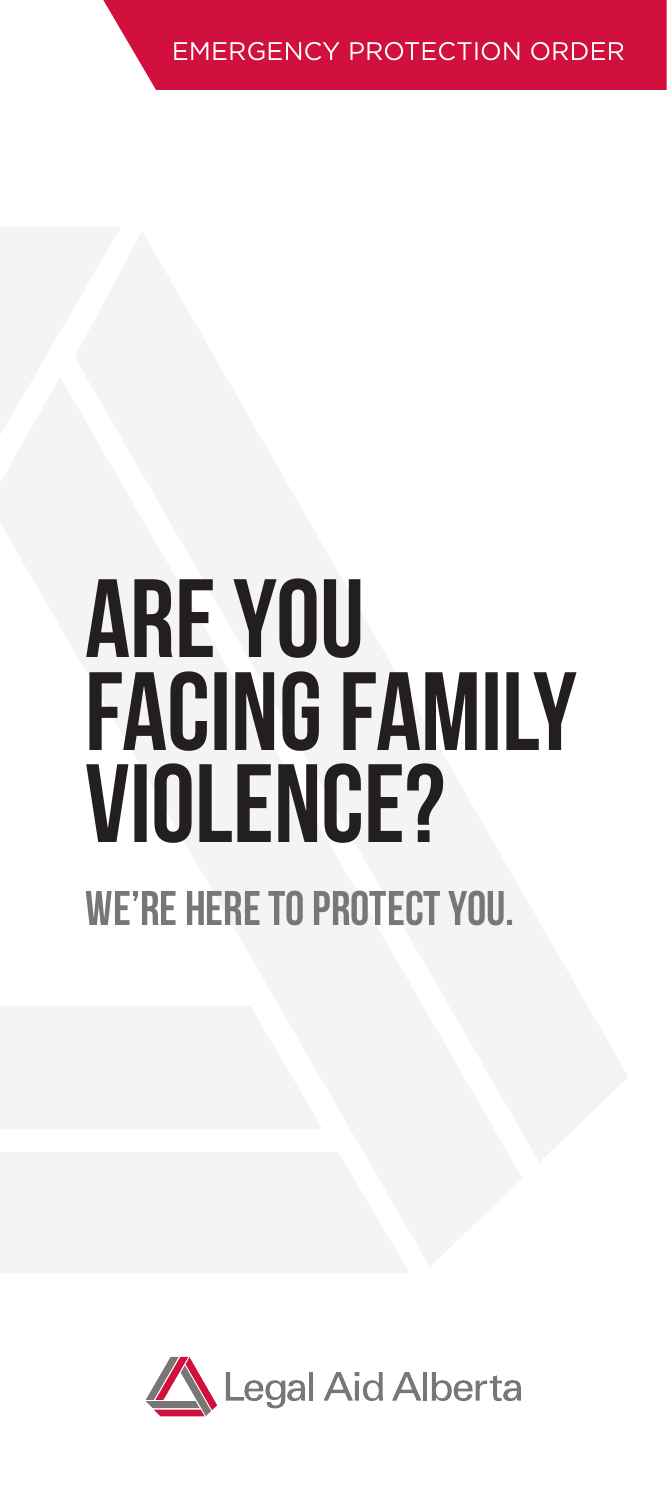EMERGENCY PROTECTION ORDER

# ARE YOU FACING FAMILY VIOLENCE?

## WE'RE HERE TO PROTECT YOU.

Legal Aid Alberta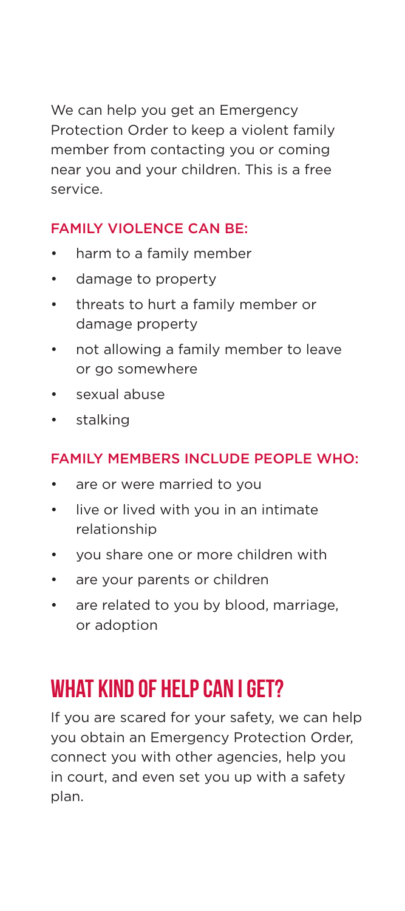We can help you get an Emergency Protection Order to keep a violent family member from contacting you or coming near you and your children. This is a free service.

### FAMILY VIOLENCE CAN BE:

- harm to a family member
- damage to property
- threats to hurt a family member or damage property
- not allowing a family member to leave or go somewhere
- sexual abuse
- stalking

### FAMILY MEMBERS INCLUDE PEOPLE WHO:

- are or were married to you
- live or lived with you in an intimate relationship
- you share one or more children with
- are your parents or children
- are related to you by blood, marriage, or adoption

## WHAT KIND OF HELP CAN I GET?

If you are scared for your safety, we can help you obtain an Emergency Protection Order, connect you with other agencies, help you in court, and even set you up with a safety plan.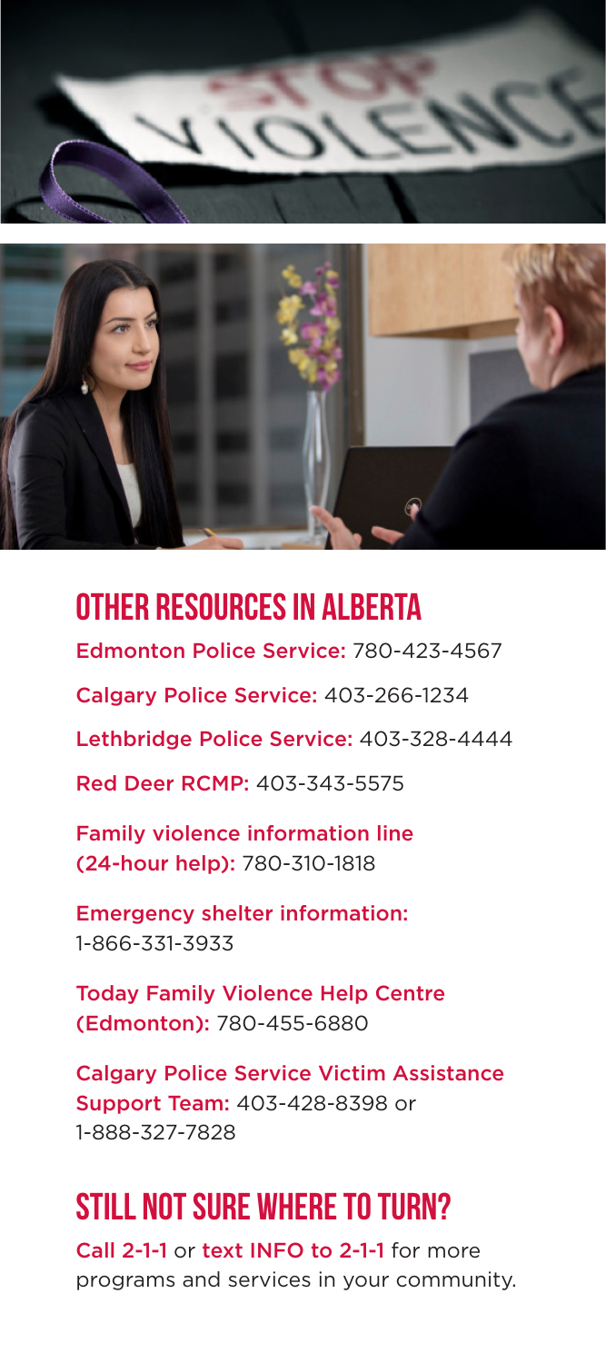## OTHER RESOURCES IN ALBERTA

**Edmonton Police Service:** 780-423-4567

**Calgary Police Service:** 403-266-1234

**Lethbridge Police Service:** 403-328-4444

**Red Deer RCMP:** 403-343-5575

**Family violence information line (24-hour help):** 780-310-1818

**Emergency shelter information:** 1-866-331-3933

**Today Family Violence Help Centre (Edmonton):** 780-455-6880

**Calgary Police Service Victim Assistance Support Team:** 403-428-8398 or 1-888-327-7828

## STILL NOT SURE WHERE TO TURN?

**Call 2-1-1** or **text INFO to 2-1-1** for more programs and services in your community.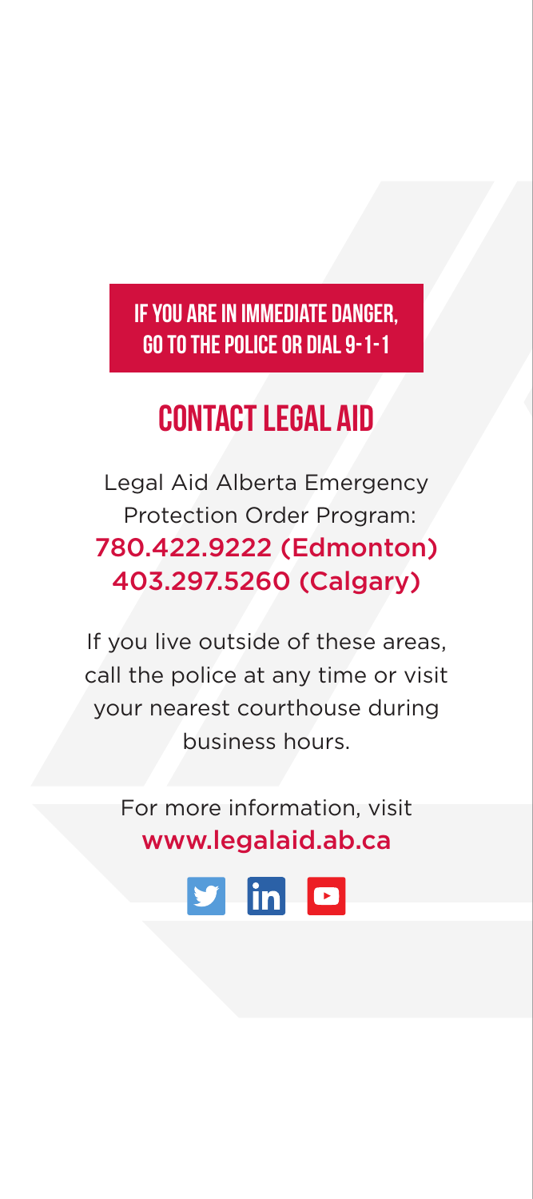**IF YOU ARE IN IMMEDIATE DANGER, GO TO THE POLICE OR DIAL 9-1-1**

## CONTACT LEGAL AID

Legal Aid Alberta Emergency Protection Order Program:
**780.422.9222 (Edmonton)**
**403.297.5260 (Calgary)**

If you live outside of these areas, call the police at any time or visit your nearest courthouse during business hours.

For more information, visit **www.legalaid.ab.ca**